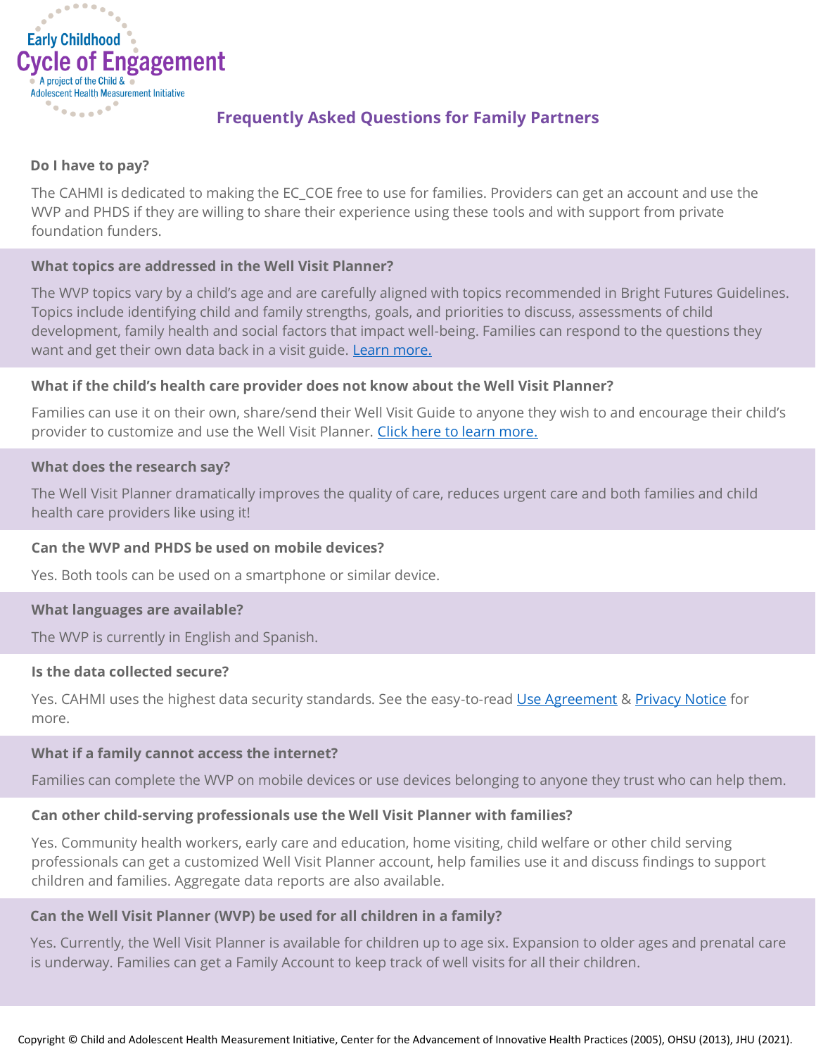Early Childhood
Cycle of Engagement
A project of the Child & Adolescent Health Measurement Initiative

# Frequently Asked Questions for Family Partners

### Do I have to pay?

The CAHMI is dedicated to making the EC_COE free to use for families. Providers can get an account and use the WVP and PHDS if they are willing to share their experience using these tools and with support from private foundation funders.

### What topics are addressed in the Well Visit Planner?

The WVP topics vary by a child's age and are carefully aligned with topics recommended in Bright Futures Guidelines. Topics include identifying child and family strengths, goals, and priorities to discuss, assessments of child development, family health and social factors that impact well-being. Families can respond to the questions they want and get their own data back in a visit guide. Learn more.

### What if the child's health care provider does not know about the Well Visit Planner?

Families can use it on their own, share/send their Well Visit Guide to anyone they wish to and encourage their child's provider to customize and use the Well Visit Planner. Click here to learn more.

### What does the research say?

The Well Visit Planner dramatically improves the quality of care, reduces urgent care and both families and child health care providers like using it!

### Can the WVP and PHDS be used on mobile devices?

Yes. Both tools can be used on a smartphone or similar device.

### What languages are available?

The WVP is currently in English and Spanish.

### Is the data collected secure?

Yes. CAHMI uses the highest data security standards. See the easy-to-read Use Agreement & Privacy Notice for more.

### What if a family cannot access the internet?

Families can complete the WVP on mobile devices or use devices belonging to anyone they trust who can help them.

### Can other child-serving professionals use the Well Visit Planner with families?

Yes. Community health workers, early care and education, home visiting, child welfare or other child serving professionals can get a customized Well Visit Planner account, help families use it and discuss findings to support children and families. Aggregate data reports are also available.

### Can the Well Visit Planner (WVP) be used for all children in a family?

Yes. Currently, the Well Visit Planner is available for children up to age six. Expansion to older ages and prenatal care is underway. Families can get a Family Account to keep track of well visits for all their children.

Copyright © Child and Adolescent Health Measurement Initiative, Center for the Advancement of Innovative Health Practices (2005), OHSU (2013), JHU (2021).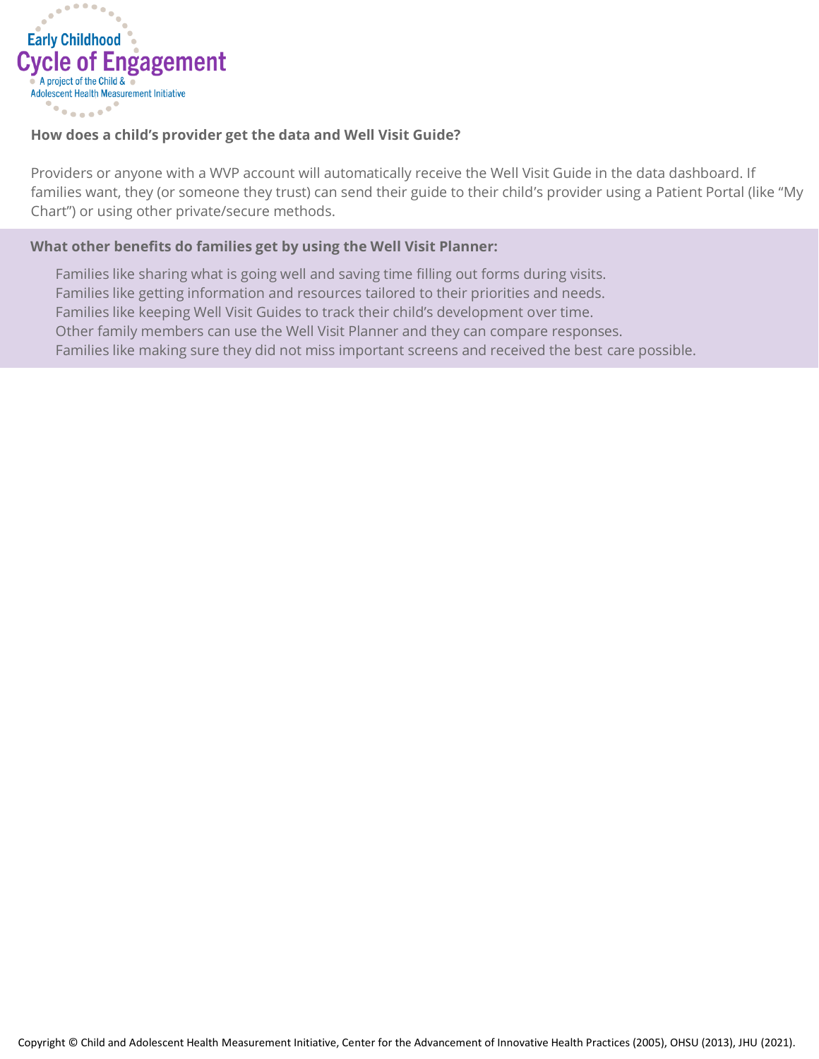**How does a child's provider get the data and Well Visit Guide?**

Providers or anyone with a WVP account will automatically receive the Well Visit Guide in the data dashboard. If families want, they (or someone they trust) can send their guide to their child's provider using a Patient Portal (like "My Chart") or using other private/secure methods.

**What other benefits do families get by using the Well Visit Planner:**

- Families like sharing what is going well and saving time filling out forms during visits.
- Families like getting information and resources tailored to their priorities and needs.
- Families like keeping Well Visit Guides to track their child's development over time.
- Other family members can use the Well Visit Planner and they can compare responses.
- Families like making sure they did not miss important screens and received the best care possible.

Copyright © Child and Adolescent Health Measurement Initiative, Center for the Advancement of Innovative Health Practices (2005), OHSU (2013), JHU (2021).